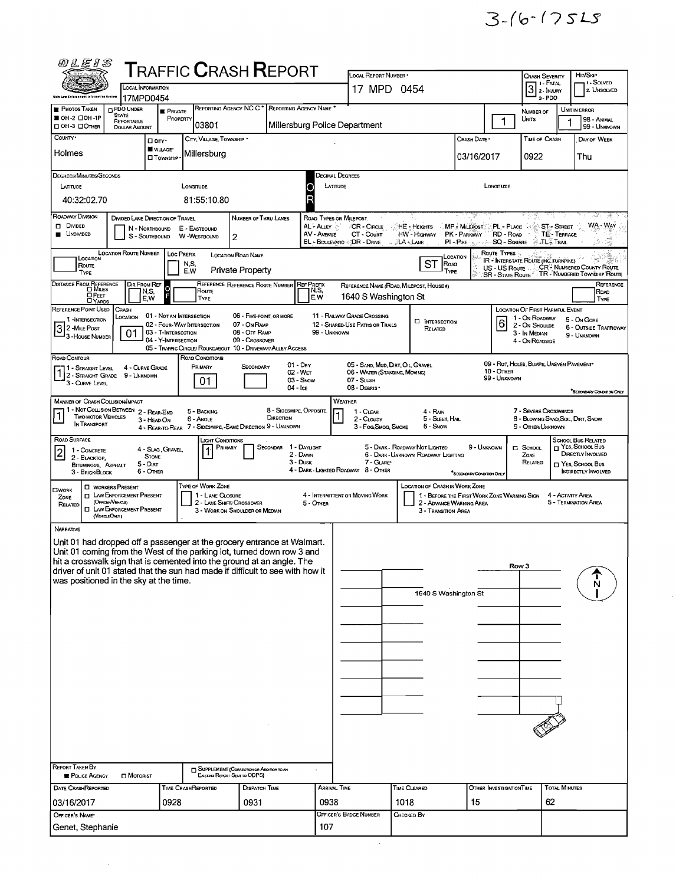3-16-17SLS

# TRAFFIC CRASH REPORT

OLEIS — State Law Enforcement Information System

| Field | Value |
|---|---|
| Local Information | 17MPD0454 |
| Local Report Number | 17 MPD 0454 |
| Crash Severity | 3 (1 - Fatal, 2 - Injury, 3 - PDO) |
| Hit/Skip | (1 - Solved, 2 - Unsolved) |
| Photos Taken | OH-2 |
| PDO Under State Reportable Dollar Amount | |
| Private Property | ■ |
| Reporting Agency NCIC | 03801 |
| Reporting Agency Name | Millersburg Police Department |
| Number of Units | 1 |
| Unit in Error | 1 (98 - Animal, 99 - Unknown) |
| County | Holmes |
| City, Village, Township | Village: Millersburg |
| Crash Date | 03/16/2017 |
| Time of Crash | 0922 |
| Day of Week | Thu |

**Degrees/Minutes/Seconds** — Latitude: 40:32:02.70; Longitude: 81:55:10.80

**Decimal Degrees** — Latitude: ; Longitude:

**Roadway Division:** ■ Undivided

**Divided Lane Direction of Travel:** N - Northbound, S - Southbound, E - Eastbound, W - Westbound

**Number of Thru Lanes:** 2

**Road Types or Milepost:** AL - Alley, AV - Avenue, BL - Boulevard, CR - Circle, CT - Court, DR - Drive, HE - Heights, HW - Highway, LA - Lane, MP - Milepost, PK - Parkway, PI - Pike, PL - Place, RD - Road, SQ - Square, ST - Street, TE - Terrace, TL - Trail, WA - Way

**Location Route Number:** | **Loc Prefix:** | **Location Road Name:** Private Property | **Location Road Type:** ST

**Route Types:** IR - Interstate Route (Inc. Turnpike), US - US Route, SR - State Route, CR - Numbered County Route, TR - Numbered Township Route

**Distance From Reference:** | **Dir From Ref:** | **Reference Route Number:** | **Ref Prefix:** | **Reference Name (Road, Milepost, House #):** 1640 S Washington St

**Reference Point Used:** 3 (1 - Intersection, 2 - Mile Post, 3 - House Number)

**Crash Location:** 01 (01 - Not an Intersection, 02 - Four-Way Intersection, 03 - T-Intersection, 04 - Y-Intersection, 05 - Traffic Circle/Roundabout, 06 - Five-Point or More, 07 - On Ramp, 08 - Off Ramp, 09 - Crossover, 10 - Driveway/Alley Access, 11 - Railway Grade Crossing, 12 - Shared-Use Paths or Trails, 99 - Unknown) | ☐ Intersection Related

**Location of First Harmful Event:** 6 (1 - On Roadway, 2 - On Shoulde, 3 - In Median, 4 - On Roadside, 5 - On Gore, 6 - Outside Trafficway, 9 - Unknown)

**Road Contour:** 1 (1 - Straight Level, 2 - Straight Grade, 3 - Curve Level, 4 - Curve Grade, 9 - Unknown)

**Road Conditions:** Primary 01; Secondary — (01 - Dry, 02 - Wet, 03 - Snow, 04 - Ice, 05 - Sand, Mud, Dirt, Oil, Gravel, 06 - Water (Standing, Moving), 07 - Slush, 08 - Debris*, 09 - Rut, Holes, Bumps, Uneven Pavement*, 10 - Other, 99 - Unknown) *Secondary Condition Only

**Manner of Crash Collision/Impact:** 1 (1 - Not Collision Between Two Motor Vehicles in Transport, 2 - Rear-End, 3 - Head-On, 4 - Rear-to-Rear, 5 - Backing, 6 - Angle, 7 - Sideswipe, Same Direction, 8 - Sideswipe, Opposite Direction, 9 - Unknown)

**Weather:** 1 (1 - Clear, 2 - Cloudy, 3 - Fog, Smog, Smoke, 4 - Rain, 5 - Sleet, Hail, 6 - Snow, 7 - Severe Crosswinds, 8 - Blowing Sand, Soil, Dirt, Snow, 9 - Other/Unknown)

**Road Surface:** 2 (1 - Concrete, 2 - Blacktop, Bituminous, Asphalt, 3 - Brick/Block, 4 - Slag, Gravel, Stone, 5 - Dirt, 6 - Other)

**Light Conditions:** Primary 1; Secondary — (1 - Daylight, 2 - Dawn, 3 - Dusk, 4 - Dark - Lighted Roadway, 5 - Dark - Roadway Not Lighted, 6 - Dark - Unknown Roadway Lighting, 7 - Glare*, 8 - Other, 9 - Unknown) *Secondary Condition Only

☐ School Zone Related | School Bus Related: ☐ Yes, School Bus Directly Involved; ☐ Yes, School Bus Indirectly Involved

**Work Zone Related:** ☐ | ☐ Workers Present; ☐ Law Enforcement Present (Officer/Vehicle); ☐ Law Enforcement Present (Vehicle Only)

**Type of Work Zone:** 1 - Lane Closure, 2 - Lane Shift/Crossover, 3 - Work on Shoulder or Median, 4 - Intermittent or Moving Work, 5 - Other

**Location of Crash in Work Zone:** 1 - Before the First Work Zone Warning Sign, 2 - Advance Warning Area, 3 - Transition Area, 4 - Activity Area, 5 - Termination Area

## Narrative

Unit 01 had dropped off a passenger at the grocery entrance at Walmart. Unit 01 coming from the West of the parking lot, turned down row 3 and hit a crosswalk sign that is cemented into the ground at an angle. The driver of unit 01 stated that the sun had made if difficult to see with how it was positioned in the sky at the time.

Diagram labels: Row 3; 1640 S Washington St; N

**Report Taken By:** ■ Police Agency ☐ Motorist | ☐ Supplement (Correction or Addition to an Existing Report Sent to ODPS)

| Date Crash Reported | Time Crash Reported | Dispatch Time | Arrival Time | Time Cleared | Other Investigation Time | Total Minutes |
|---|---|---|---|---|---|---|
| 03/16/2017 | 0928 | 0931 | 0938 | 1018 | 15 | 62 |

| Officer's Name | Officer's Badge Number | Checked By |
|---|---|---|
| Genet, Stephanie | 107 | |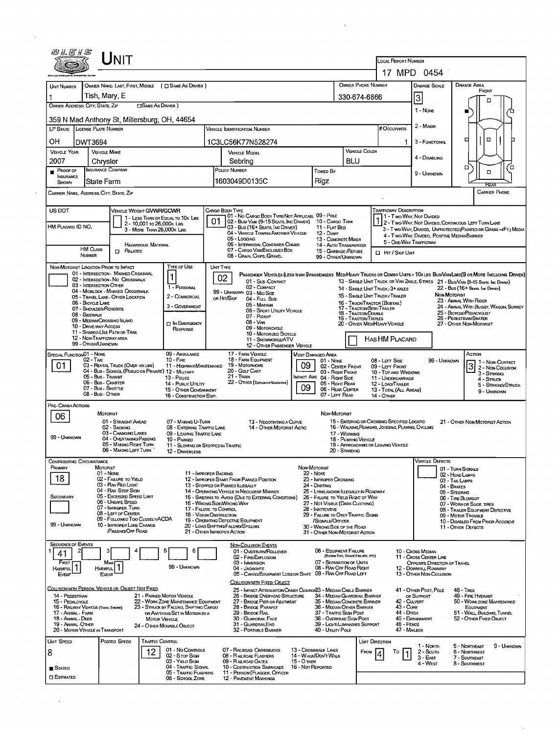# UNIT

**LOCAL REPORT NUMBER:** 17 MPD 0454

| UNIT NUMBER | OWNER NAME: LAST, FIRST, MIDDLE (☐ SAME AS DRIVER) | OWNER PHONE NUMBER | DAMAGE SCALE | DAMAGE AREA |
|---|---|---|---|---|
| 1 | Tish, Mary, E | 330-674-6866 | 3 | FRONT / REAR |

**OWNER ADDRESS: CITY, STATE, ZIP** (☐ SAME AS DRIVER): 359 N Mad Anthony St, Millersburg, OH, 44654

Damage Scale: 1 - NONE; 2 - MINOR; 3 - FUNCTIONAL; 4 - DISABLING; 9 - UNKNOWN

| LP STATE | LICENSE PLATE NUMBER | VEHICLE IDENTIFICATION NUMBER | # OCCUPANTS |
|---|---|---|---|
| OH | DWT3694 | 1C3LC56K77N528274 | 1 |

| VEHICLE YEAR | VEHICLE MAKE | VEHICLE MODEL | VEHICLE COLOR |
|---|---|---|---|
| 2007 | Chrysler | Sebring | BLU |

| PROOF OF INSURANCE SHOWN | INSURANCE COMPANY | POLICY NUMBER | TOWED BY |
|---|---|---|---|
| ■ | State Farm | 1603049D0135C | Rigz |

**CARRIER NAME, ADDRESS, CITY, STATE, ZIP:**

**CARRIER PHONE:**

**US DOT:**

**VEHICLE WEIGHT GVWR/GCWR:** 1 - LESS THAN OR EQUAL TO 10K LBS; 2 - 10,001 TO 26,000K LBS; 3 - MORE THAN 26,000K LBS.

**HM PLACARD ID NO.:**

**HM CLASS NUMBER:** ☐ RELATED (HAZARDOUS MATERIAL)

**CARGO BODY TYPE:** 01
01 - NO CARGO BODY TYPE/NOT APPLICABLE; 02 - BUS/VAN (9-15 SEATS, INC DRIVER); 03 - BUS (16+ SEATS, INC DRIVER); 04 - VEHICLE TOWING ANOTHER VEHICLE; 05 - LOGGING; 06 - INTERMODAL CONTAINER CHASIS; 07 - CARGO VAN/ENCLOSED BOX; 08 - GRAIN, CHIPS, GRAVEL; 09 - POLE; 10 - CARGO TANK; 11 - FLAT BED; 12 - DUMP; 13 - CONCRETE MIXER; 14 - AUTO TRANSPORTER; 15 - GARBAGE/REFUSE; 99 - OTHER/UNKNOWN

**TRAFFICWAY DESCRIPTION:** 1
1 - TWO-WAY, NOT DIVIDED; 2 - TWO-WAY, NOT DIVIDED, CONTINUOUS LEFT TURN LANE; 3 - TWO-WAY, DIVIDED, UNPROTECTED (PAINTED OR GRASS >4FT.) MEDIA; 4 - TWO-WAY, DIVIDED, POSITIVE MEDIAN BARRIER; 5 - ONE-WAY TRAFFICWAY
☐ HIT / SKIP UNIT

**NON-MOTORIST LOCATION PRIOR TO IMPACT:**
01 - INTERSECTION - MARKED CROSSWAL; 02 - INTERSECTION - NO CROSSWALK; 03 - INTERSECTION OTHER; 04 - MIDBLOCK - MARKED CROSSWALK; 05 - TRAVEL LANE - OTHER LOCATION; 06 - BICYCLE LANE; 07 - SHOULDER/ROADSIDE; 08 - SIDEWALK; 09 - MEDIAN/CROSSING ISLAND; 10 - DRIVE WAY ACCESS; 11 - SHARED-USE PATH OR TRAIL; 12 - NON-TRAFFICWAY AREA; 99 - OTHER/UNKNOWN

**TYPE OF USE:** 1
1 - PERSONAL; 2 - COMMERCIAL; 3 - GOVERNMENT; ☐ IN EMERGENCY RESPONSE

**UNIT TYPE:** 02
PASSENGER VEHICLES (LESS THAN 9 PASSENGERS MED/HEAVY TRUCKS OR COMBO UNITS > 10K LBS BUS/VAN/LIMO (9 OR MORE INCLUDING DRIVER)
01 - SUB-COMPACT; 02 - COMPACT; 99 - UNKNOWN 03 - MID SIZE; OR HIT/SKIP 04 - FULL SIZE; 05 - MINIVAN; 06 - SPORT UTILITY VEHICLE; 07 - PICKUP; 08 - VAN; 09 - MOTORCYCLE; 10 - MOTORIZED BICYCLE; 11 - SNOWMOBILE/ATV; 12 - OTHER PASSENGER VEHICLE
13 - SINGLE UNIT TRUCK OR VAN 2AXLE, 6 TIRES; 14 - SINGLE UNIT TRUCK; 3+ AXLES; 15 - SINGLE UNIT TRUCK / TRAILER; 16 - TRUCK/TRACTOR (BOBTAIL); 17 - TRACTOR/SEMI-TRAILER; 18 - TRACTOR/DOUBLE; 19 - TRACTOR/TRIPLES; 20 - OTHER MED/HEAVY VEHICLE
21 - BUS/VAN (9-15 SEATS, INC DRIVER); 22 - BUS (16+ SEATS, INC DRIVER)
NON-MOTORIST: 23 - ANIMAL WITH RIDER; 24 - ANIMAL WITH BUGGY, WAGON, SURREY; 25 - BICYCLE/PEDACYCLIST; 26 - PEDESTRIAN/SKATER; 27 - OTHER NON-MOTORIST
☐ HAS HM PLACARD

**SPECIAL FUNCTION:** 01
01 - NONE; 02 - TAXI; 03 - RENTAL TRUCK (OVER 10K LBS); 04 - BUS - SCHOOL (PUBLIC OR PRIVATE); 05 - BUS - TRANSIT; 06 - BUS - CHARTER; 07 - BUS - SHUTTLE; 08 - BUS - OTHER; 09 - AMBULANCE; 10 - FIRE; 11 - HIGHWAY/MAINTENANCE; 12 - MILITARY; 13 - POLICE; 14 - PUBLIC UTILITY; 15 - OTHER GOVERNMENT; 16 - CONSTRUCTION EQIP.; 17 - FARM VEHICLE; 18 - FARM EQUIPMENT; 19 - MOTORHOME; 20 - GOLF CART; 21 - TRAIN; 22 - OTHER (EXPLAIN IN NARRATIVE)

**MOST DAMAGED AREA:** 09
**IMPACT ARE:** 09
01 - NONE; 02 - CENTER FRONT; 03 - RIGHT FRONT; 04 - RIGHT SIDE; 05 - RIGHT REAR; 06 - REAR CENTER; 07 - LEFT REAR; 08 - LEFT SIDE; 09 - LEFT FRONT; 10 - TOP AND WINDOWS; 11 - UNDERCARRIAGE; 12 - LOAD/TRAILER; 13 - TOTAL (ALL AREAS); 14 - OTHER; 99 - UNKNOWN

**ACTION:** 3
1 - NON-CONTACT; 2 - NON-COLLISION; 3 - STRIKING; 4 - STRUCK; 5 - STRIKING/STRUCK; 9 - UNKNOWN

**PRE-CRASH ACTIONS:** 06
MOTORIST: 01 - STRAIGHT AHEAD; 02 - BACKING; 03 - CHANGING LANES; 04 - OVERTAKING/PASSING; 05 - MAKING RIGHT TURN; 06 - MAKING LEFT TURN; 07 - MAKING U-TURN; 08 - ENTERING TRAFFIC LANE; 09 - LEAVING TRAFFIC LANE; 10 - PARKED; 11 - SLOWING OR STOPPED IN TRAFFIC; 12 - DRIVERLESS; 13 - NEGOTIATING A CURVE; 14 - OTHER MOTORIST ACTIO; 99 - UNKNOWN
NON-MOTORIST: 15 - ENTERING OR CROSSING SPECIFIED LOCATIO; 16 - WALKING, RUNNING, JOGGING, PLAYING, CYCLING; 17 - WORKING; 18 - PUSHING VEHICLE; 19 - APPROACHING OR LEAVING VEHICLE; 20 - STANDING; 21 - OTHER NON-MOTORIST ACTION

**CONTRIBUTING CIRCUMSTANCE**
PRIMARY: 18
SECONDARY:
MOTORIST: 01 - NONE; 02 - FAILURE TO YIELD; 03 - RAN RED LIGHT; 04 - RAN STOP SIGN; 05 - EXCEEDED SPEED LIMIT; 06 - UNSAFE SPEED; 07 - IMPROPER TURN; 08 - LEFT OF CENTER; 09 - FOLLOWED TOO CLOSELY/ACDA; 10 - IMPROPER LANE CHANGE /PASSING/OFF ROAD; 11 - IMPROPER BACKING; 12 - IMPROPER START FROM PARKED POSITION; 13 - STOPPED OR PARKED ILLEGALLY; 14 - OPERATING VEHICLE IN NEGLIGENT MANNER; 15 - SWERING TO AVOID (DUE TO EXTERNAL CONDITIONS); 16 - WRONG SIDE/WRONG WAY; 17 - FAILURE TO CONTROL; 18 - VISION OBSTRUCTION; 19 - OPERATING DEFECTIVE EQUIPMENT; 20 - LOAD SHIFTING/FALLING/SPILLING; 21 - OTHER IMPROPER ACTION; 99 - UNKNOWN
NON-MOTORIST: 22 - NONE; 23 - IMPROPER CROSSING; 24 - DARTING; 25 - LYING AND/OR ILLEGALLY IN ROADWAY; 26 - FALURE TO YIELD RIGHT OF WAY; 27 - NOT VISIBLE (DARK CLOTHING); 28 - INATTENTIVE; 29 - FAILURE TO OBEY TRAFFIC SIGNS /SIGNALS/OFFICER; 30 - WRONG SIDE OF THE ROAD; 31 - OTHER NON-MOTORIST ACTION

**VEHICLE DEFECTS:**
01 - TURN SIGNALS; 02 - HEAD LAMPS; 03 - TAIL LAMPS; 04 - BRAKES; 05 - STEERING; 06 - TIRE BLOWOUT; 07 - WORN OR SLICK TIRES; 08 - TRAILER EQUIPMENT DEFECTIVE; 09 - MOTOR TROUBLE; 10 - DISABLED FROM PRIOR ACCIDENT; 11 - OTHER DEFECTS

**SEQUENCE OF EVENTS:** 1: 41; 2: ; 3: ; 4: ; 5: ; 6:
FIRST HARMFUL EVENT: 1; MOST HARMFUL EVENT: 1; 99 - UNKNOWN

NON-COLLISION EVENTS: 01 - OVERTURN/ROLLOVER; 02 - FIRE/EXPLOSION; 03 - IMMERSION; 04 - JACKKNIFE; 05 - CARGO/EQUIPMENT LOSS OR SHIFT; 06 - EQUIPMENT FAILURE (BLOWN TIRE, BRAKE FAILURE, ETC); 07 - SEPARATION OF UNITS; 08 - RAN OFF ROAD RIGHT; 09 - RAN OFF ROAD LEFT; 10 - CROSS MEDIAN; 11 - CROSS CENTER LINE OPPOSITE DIRECTION OF TRAVEL; 12 - DOWNHILL RUNAWAY; 13 - OTHER NON-COLLISION

COLLISION WITH PERSON, VEHICLE OR OBJECT NOT FIXED: 14 - PEDESTRIAN; 15 - PEDALCYCLE; 16 - RAILWAY VEHICLE (TRAIN, ENGINE); 17 - ANIMAL - FARM; 18 - ANIMAL - DEER; 19 - ANIMAL - OTHER; 20 - MOTOR VEHICLE IN TRANSPORT; 21 - PARKED MOTOR VEHICLE; 22 - WORK ZONE MAINTENANCE EQUIPMENT; 23 - STRUCK BY FALLING, SHIFTING CARGO OR ANYTHING SET IN MOTION BY A MOTOR VEHICLE; 24 - OTHER MOVABLE OBJECT

COLLISION WITH FIXED, OBJECT: 25 - IMPACT ATTENUATOR/CRASH CUSHION; 26 - BRIDGE OVERHEAD STRUCTURE; 27 - BRIDGE PIER OR ABUTMENT; 28 - BRIDGE PARAPET; 29 - BRIDGE RAIL; 30 - GUARDRAIL FACE; 31 - GUARDRAIL END; 32 - PORTABLE BARRIER; 33 - MEDIAN CABLE BARRIER; 34 - MEDIAN GUARDRAIL BARRIER; 35 - MEDIAN CONCRETE BARRIER; 36 - MEDIAN OTHER BARRIER; 37 - TRAFFIC SIGN POST; 38 - OVERHEAD SIGN POST; 39 - LIGHT/LUMINARIES SUPPORT; 40 - UTILITY POLE; 41 - OTHER POST, POLE OR SUPPORT; 42 - CULVERT; 43 - CURB; 44 - DITCH; 45 - EMBANKMENT; 46 - FENCE; 47 - MAILBOX; 48 - TREE; 49 - FIRE HYDRANT; 50 - WORK ZONE MAINTENANCE EQUIPMENT; 51 - WALL, BUILDING, TUNNEL; 52 - OTHER FIXED OBJECT

| UNIT SPEED | POSTED SPEED | TRAFFIC CONTROL | UNIT DIRECTION |
|---|---|---|---|
| 8 | 12 | | FROM 4 TO 1 |

■ STATED ☐ ESTIMATED

TRAFFIC CONTROL: 01 - NO CONTROLS; 02 - STOP SIGN; 03 - YIELD SIGN; 04 - TRAFFIC SIGNAL; 05 - TRAFFIC FLASHERS; 06 - SCHOOL ZONE; 07 - RAILROAD CROSSBUCKS; 08 - RAILROAD FLASHERS; 09 - RAILROAD GATES; 10 - COSTRUCTION BARRICADE; 11 - PERSON (FLAGGER, OFFICER; 12 - PAVEMENT MARKINGS; 13 - CROSSWALK LINES; 14 - WALK/DON'T WALK; 15 - OTHER; 16 - NOT REPORTED

UNIT DIRECTION: 1 - NORTH; 2 - SOUTH; 3 - EAST; 4 - WEST; 5 - NORTHEAST; 6 - NORTHWEST; 7 - SOUTHEAST; 8 - SOUTHWEST; 9 - UNKNOWN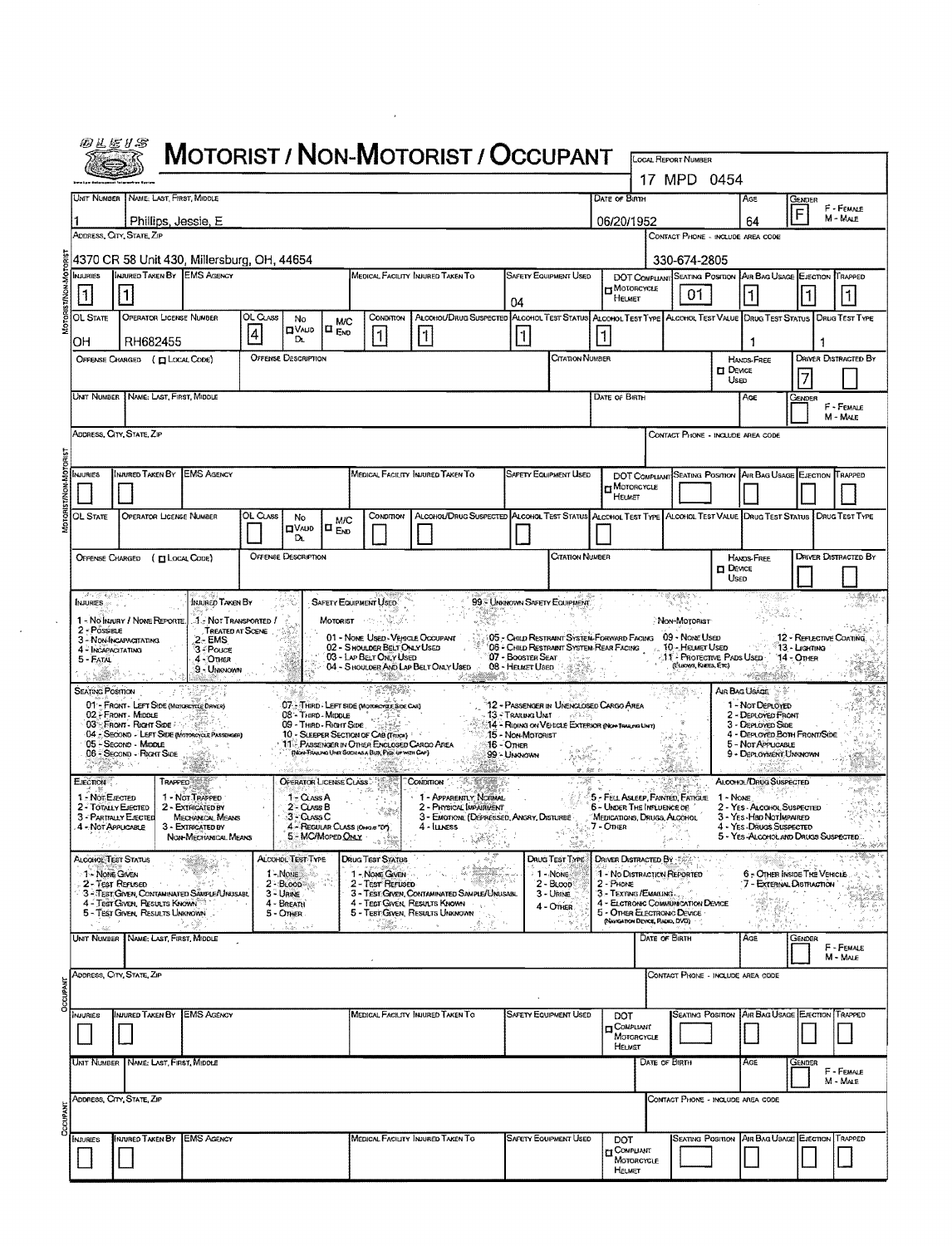# MOTORIST / NON-MOTORIST / OCCUPANT

OLEIS

| LOCAL REPORT NUMBER |
|---|
| 17 MPD 0454 |

## MOTORIST/NON-MOTORIST

| UNIT NUMBER | NAME: LAST, FIRST, MIDDLE | DATE OF BIRTH | AGE | GENDER (F - FEMALE, M - MALE) |
|---|---|---|---|---|
| 1 | Phillips, Jessie, E | 06/20/1952 | 64 | F |

| ADDRESS, CITY, STATE, ZIP | CONTACT PHONE - INCLUDE AREA CODE |
|---|---|
| 4370 CR 58 Unit 430, Millersburg, OH, 44654 | 330-674-2805 |

| INJURIES | INJURED TAKEN BY | EMS AGENCY | MEDICAL FACILITY INJURED TAKEN TO | SAFETY EQUIPMENT USED | DOT COMPLIANT MOTORCYCLE HELMET | SEATING POSITION | AIR BAG USAGE | EJECTION | TRAPPED |
|---|---|---|---|---|---|---|---|---|---|
| 1 | 1 | | | 04 | | 01 | 1 | 1 | 1 |

| OL STATE | OPERATOR LICENSE NUMBER | OL CLASS | NO VALID DL | M/C END | CONDITION | ALCOHOL/DRUG SUSPECTED | ALCOHOL TEST STATUS | ALCOHOL TEST TYPE | ALCOHOL TEST VALUE | DRUG TEST STATUS | DRUG TEST TYPE |
|---|---|---|---|---|---|---|---|---|---|---|---|
| OH | RH682455 | 4 | | | 1 | 1 | 1 | 1 | | 1 | 1 |

| OFFENSE CHARGED (LOCAL CODE) | OFFENSE DESCRIPTION | CITATION NUMBER | HANDS-FREE DEVICE USED | DRIVER DISTRACTED BY |
|---|---|---|---|---|
| | | | | 7 |

| UNIT NUMBER | NAME: LAST, FIRST, MIDDLE | DATE OF BIRTH | AGE | GENDER (F - FEMALE, M - MALE) |
|---|---|---|---|---|
| | | | | |

| ADDRESS, CITY, STATE, ZIP | CONTACT PHONE - INCLUDE AREA CODE |
|---|---|
| | |

| INJURIES | INJURED TAKEN BY | EMS AGENCY | MEDICAL FACILITY INJURED TAKEN TO | SAFETY EQUIPMENT USED | DOT COMPLIANT MOTORCYCLE HELMET | SEATING POSITION | AIR BAG USAGE | EJECTION | TRAPPED |
|---|---|---|---|---|---|---|---|---|---|
| | | | | | | | | | |

| OL STATE | OPERATOR LICENSE NUMBER | OL CLASS | NO VALID DL | M/C END | CONDITION | ALCOHOL/DRUG SUSPECTED | ALCOHOL TEST STATUS | ALCOHOL TEST TYPE | ALCOHOL TEST VALUE | DRUG TEST STATUS | DRUG TEST TYPE |
|---|---|---|---|---|---|---|---|---|---|---|---|
| | | | | | | | | | | | |

| OFFENSE CHARGED (LOCAL CODE) | OFFENSE DESCRIPTION | CITATION NUMBER | HANDS-FREE DEVICE USED | DRIVER DISTRACTED BY |
|---|---|---|---|---|
| | | | | |

## Codes

**INJURIES**
1 - NO INJURY / NONE REPORTED
2 - POSSIBLE
3 - NON-INCAPACITATING
4 - INCAPACITATING
5 - FATAL

**INJURED TAKEN BY**
1 - NOT TRANSPORTED / TREATED AT SCENE
2 - EMS
3 - POLICE
4 - OTHER
9 - UNKNOWN

**SAFETY EQUIPMENT USED**
99 - UNKNOWN SAFETY EQUIPMENT

MOTORIST
01 - NONE USED - VEHICLE OCCUPANT
02 - SHOULDER BELT ONLY USED
03 - LAP BELT ONLY USED
04 - SHOULDER AND LAP BELT ONLY USED
05 - CHILD RESTRAINT SYSTEM-FORWARD FACING
06 - CHILD RESTRAINT SYSTEM-REAR FACING
07 - BOOSTER SEAT
08 - HELMET USED

NON-MOTORIST
09 - NONE USED
10 - HELMET USED
11 - PROTECTIVE PADS USED (ELBOWS, KNEES, ETC)
12 - REFLECTIVE COATING
13 - LIGHTING
14 - OTHER

**SEATING POSITION**
01 - FRONT - LEFT SIDE (MOTORCYCLE DRIVER)
02 - FRONT - MIDDLE
03 - FRONT - RIGHT SIDE
04 - SECOND - LEFT SIDE (MOTORCYCLE PASSENGER)
05 - SECOND - MIDDLE
06 - SECOND - RIGHT SIDE
07 - THIRD - LEFT SIDE (MOTORCYCLE SIDE CAR)
08 - THIRD - MIDDLE
09 - THIRD - RIGHT SIDE
10 - SLEEPER SECTION OF CAB (TRUCK)
11 - PASSENGER IN OTHER ENCLOSED CARGO AREA (NON-TRAILING UNIT SUCH AS A BUS, PICK-UP WITH CAP)
12 - PASSENGER IN UNENCLOSED CARGO AREA
13 - TRAILING UNIT
14 - RIDING ON VEHICLE EXTERIOR (NON-TRAILING UNIT)
15 - NON-MOTORIST
16 - OTHER
99 - UNKNOWN

**AIR BAG USAGE**
1 - NOT DEPLOYED
2 - DEPLOYED FRONT
3 - DEPLOYED SIDE
4 - DEPLOYED BOTH FRONT/SIDE
5 - NOT APPLICABLE
9 - DEPLOYMENT UNKNOWN

**EJECTION**
1 - NOT EJECTED
2 - TOTALLY EJECTED
3 - PARTIALLY EJECTED
4 - NOT APPLICABLE

**TRAPPED**
1 - NOT TRAPPED
2 - EXTRICATED BY MECHANICAL MEANS
3 - EXTRICATED BY NON-MECHANICAL MEANS

**OPERATOR LICENSE CLASS**
1 - CLASS A
2 - CLASS B
3 - CLASS C
4 - REGULAR CLASS (OHIO IS "D")
5 - MC/MOPED ONLY

**CONDITION**
1 - APPARENTLY NORMAL
2 - PHYSICAL IMPAIRMENT
3 - EMOTIONAL (DEPRESSED, ANGRY, DISTURBED)
4 - ILLNESS
5 - FELL ASLEEP, FAINTED, FATIGUE
6 - UNDER THE INFLUENCE OF MEDICATIONS, DRUGS, ALCOHOL
7 - OTHER

**ALCOHOL/DRUG SUSPECTED**
1 - NONE
2 - YES - ALCOHOL SUSPECTED
3 - YES - HBD NOT IMPAIRED
4 - YES - DRUGS SUSPECTED
5 - YES - ALCOHOL AND DRUGS SUSPECTED

**ALCOHOL TEST STATUS**
1 - NONE GIVEN
2 - TEST REFUSED
3 - TEST GIVEN, CONTAMINATED SAMPLE/UNUSABLE
4 - TEST GIVEN, RESULTS KNOWN
5 - TEST GIVEN, RESULTS UNKNOWN

**ALCOHOL TEST TYPE**
1 - NONE
2 - BLOOD
3 - URINE
4 - BREATH
5 - OTHER

**DRUG TEST STATUS**
1 - NONE GIVEN
2 - TEST REFUSED
3 - TEST GIVEN, CONTAMINATED SAMPLE/UNUSABLE
4 - TEST GIVEN, RESULTS KNOWN
5 - TEST GIVEN, RESULTS UNKNOWN

**DRUG TEST TYPE**
1 - NONE
2 - BLOOD
3 - URINE
4 - OTHER

**DRIVER DISTRACTED BY**
1 - NO DISTRACTION REPORTED
2 - PHONE
3 - TEXTING / EMAILING
4 - ELECTRONIC COMMUNICATION DEVICE
5 - OTHER ELECTRONIC DEVICE (NAVIGATION DEVICE, RADIO, DVD)
6 - OTHER INSIDE THE VEHICLE
7 - EXTERNAL DISTRACTION

## OCCUPANT

| UNIT NUMBER | NAME: LAST, FIRST, MIDDLE | DATE OF BIRTH | AGE | GENDER (F - FEMALE, M - MALE) |
|---|---|---|---|---|
| | | | | |

| ADDRESS, CITY, STATE, ZIP | CONTACT PHONE - INCLUDE AREA CODE |
|---|---|
| | |

| INJURIES | INJURED TAKEN BY | EMS AGENCY | MEDICAL FACILITY INJURED TAKEN TO | SAFETY EQUIPMENT USED | DOT COMPLIANT MOTORCYCLE HELMET | SEATING POSITION | AIR BAG USAGE | EJECTION | TRAPPED |
|---|---|---|---|---|---|---|---|---|---|
| | | | | | | | | | |

## OCCUPANT

| UNIT NUMBER | NAME: LAST, FIRST, MIDDLE | DATE OF BIRTH | AGE | GENDER (F - FEMALE, M - MALE) |
|---|---|---|---|---|
| | | | | |

| ADDRESS, CITY, STATE, ZIP | CONTACT PHONE - INCLUDE AREA CODE |
|---|---|
| | |

| INJURIES | INJURED TAKEN BY | EMS AGENCY | MEDICAL FACILITY INJURED TAKEN TO | SAFETY EQUIPMENT USED | DOT COMPLIANT MOTORCYCLE HELMET | SEATING POSITION | AIR BAG USAGE | EJECTION | TRAPPED |
|---|---|---|---|---|---|---|---|---|---|
| | | | | | | | | | |